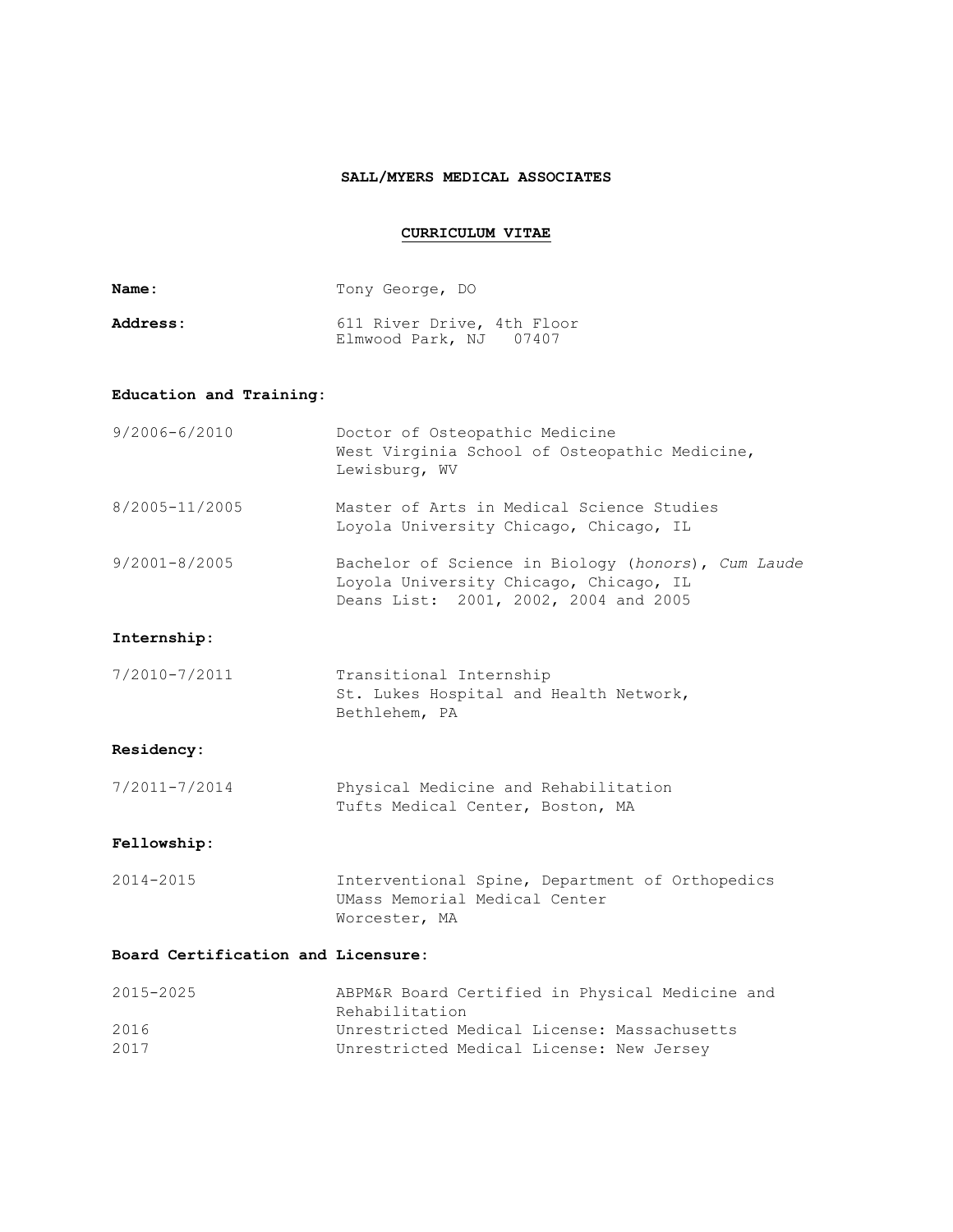**SALL/MYERS MEDICAL ASSOCIATES**

**CURRICULUM VITAE**

**Name:** Tony George, DO

**Address:** 611 River Drive, 4th Floor
Elmwood Park, NJ 07407

**Education and Training:**

| | |
|---|---|
| 9/2006-6/2010 | Doctor of Osteopathic Medicine<br>West Virginia School of Osteopathic Medicine, Lewisburg, WV |
| 8/2005-11/2005 | Master of Arts in Medical Science Studies<br>Loyola University Chicago, Chicago, IL |
| 9/2001-8/2005 | Bachelor of Science in Biology (*honors*), *Cum Laude*<br>Loyola University Chicago, Chicago, IL<br>Deans List: 2001, 2002, 2004 and 2005 |

**Internship:**

| | |
|---|---|
| 7/2010-7/2011 | Transitional Internship<br>St. Lukes Hospital and Health Network, Bethlehem, PA |

**Residency:**

| | |
|---|---|
| 7/2011-7/2014 | Physical Medicine and Rehabilitation<br>Tufts Medical Center, Boston, MA |

**Fellowship:**

| | |
|---|---|
| 2014-2015 | Interventional Spine, Department of Orthopedics<br>UMass Memorial Medical Center<br>Worcester, MA |

**Board Certification and Licensure:**

| | |
|---|---|
| 2015-2025 | ABPM&R Board Certified in Physical Medicine and Rehabilitation |
| 2016 | Unrestricted Medical License: Massachusetts |
| 2017 | Unrestricted Medical License: New Jersey |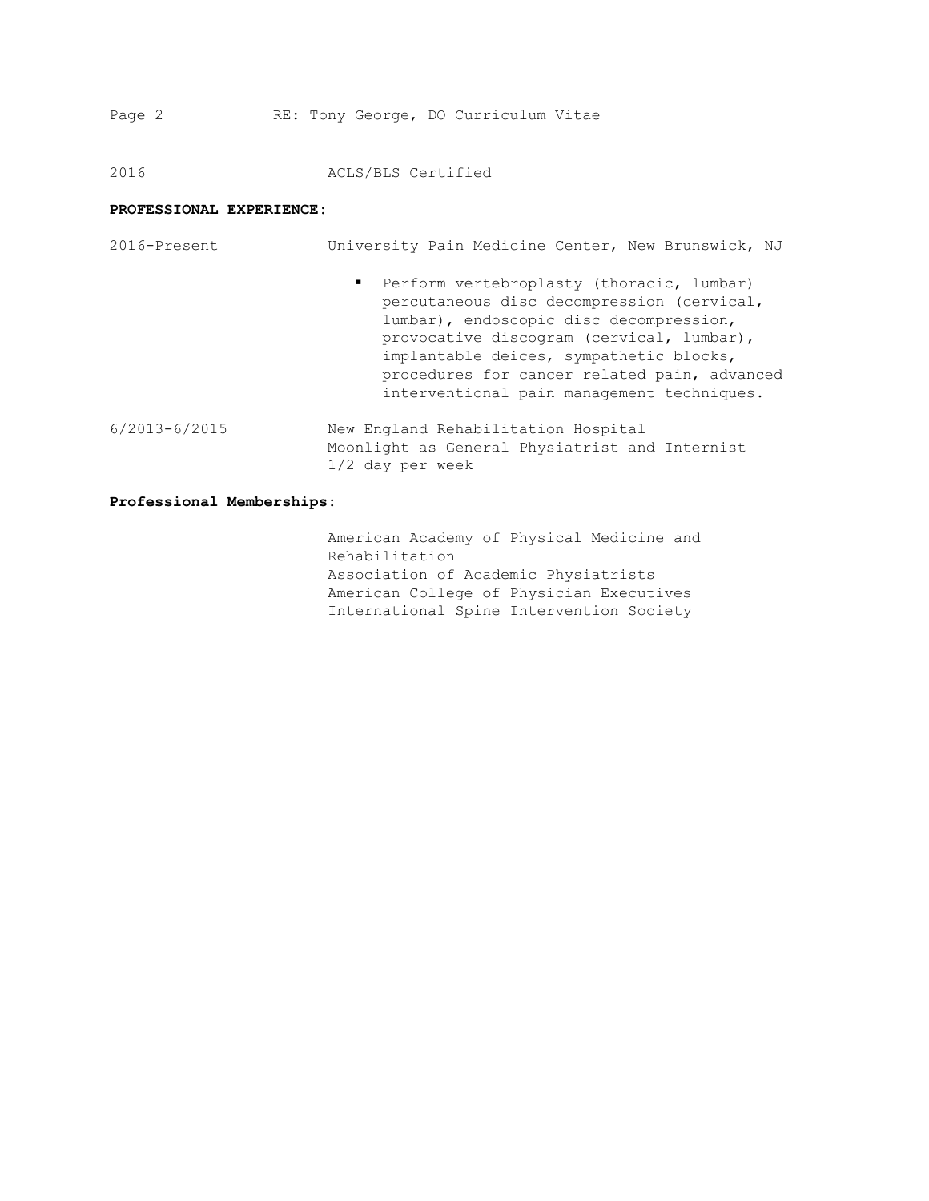2016 ACLS/BLS Certified

**PROFESSIONAL EXPERIENCE:**

2016-Present University Pain Medicine Center, New Brunswick, NJ

- Perform vertebroplasty (thoracic, lumbar) percutaneous disc decompression (cervical, lumbar), endoscopic disc decompression, provocative discogram (cervical, lumbar), implantable deices, sympathetic blocks, procedures for cancer related pain, advanced interventional pain management techniques.

6/2013-6/2015 New England Rehabilitation Hospital
Moonlight as General Physiatrist and Internist
1/2 day per week

**Professional Memberships:**

American Academy of Physical Medicine and Rehabilitation
Association of Academic Physiatrists
American College of Physician Executives
International Spine Intervention Society